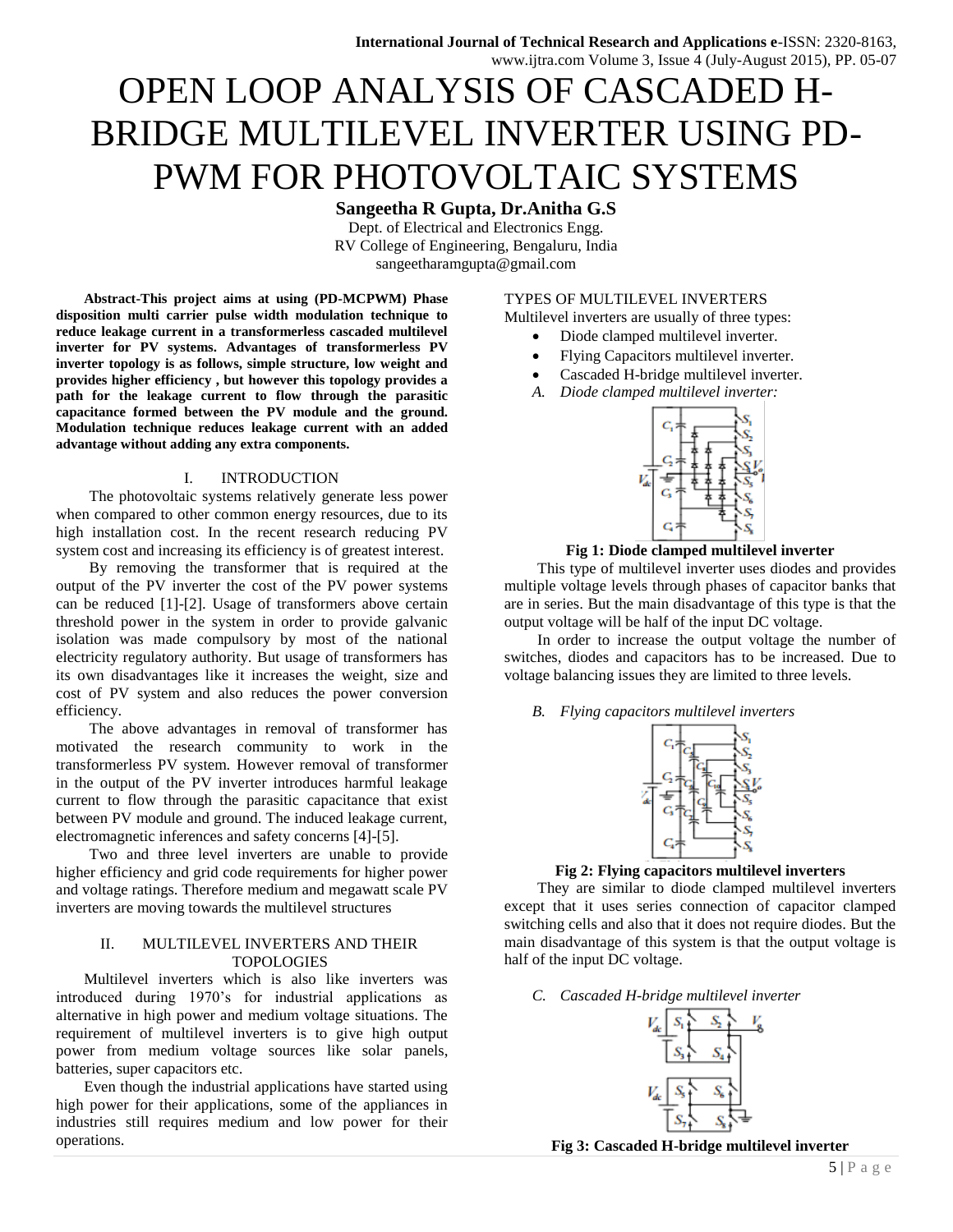# OPEN LOOP ANALYSIS OF CASCADED H-BRIDGE MULTILEVEL INVERTER USING PD-PWM FOR PHOTOVOLTAIC SYSTEMS

**Sangeetha R Gupta, Dr.Anitha G.S**

Dept. of Electrical and Electronics Engg.
RV College of Engineering, Bengaluru, India
sangeetharamgupta@gmail.com

**Abstract-This project aims at using (PD-MCPWM) Phase disposition multi carrier pulse width modulation technique to reduce leakage current in a transformerless cascaded multilevel inverter for PV systems. Advantages of transformerless PV inverter topology is as follows, simple structure, low weight and provides higher efficiency , but however this topology provides a path for the leakage current to flow through the parasitic capacitance formed between the PV module and the ground. Modulation technique reduces leakage current with an added advantage without adding any extra components.**

## I. INTRODUCTION

The photovoltaic systems relatively generate less power when compared to other common energy resources, due to its high installation cost. In the recent research reducing PV system cost and increasing its efficiency is of greatest interest.

By removing the transformer that is required at the output of the PV inverter the cost of the PV power systems can be reduced [1]-[2]. Usage of transformers above certain threshold power in the system in order to provide galvanic isolation was made compulsory by most of the national electricity regulatory authority. But usage of transformers has its own disadvantages like it increases the weight, size and cost of PV system and also reduces the power conversion efficiency.

The above advantages in removal of transformer has motivated the research community to work in the transformerless PV system. However removal of transformer in the output of the PV inverter introduces harmful leakage current to flow through the parasitic capacitance that exist between PV module and ground. The induced leakage current, electromagnetic inferences and safety concerns [4]-[5].

Two and three level inverters are unable to provide higher efficiency and grid code requirements for higher power and voltage ratings. Therefore medium and megawatt scale PV inverters are moving towards the multilevel structures

## II. MULTILEVEL INVERTERS AND THEIR TOPOLOGIES

Multilevel inverters which is also like inverters was introduced during 1970's for industrial applications as alternative in high power and medium voltage situations. The requirement of multilevel inverters is to give high output power from medium voltage sources like solar panels, batteries, super capacitors etc.

Even though the industrial applications have started using high power for their applications, some of the appliances in industries still requires medium and low power for their operations.

TYPES OF MULTILEVEL INVERTERS

Multilevel inverters are usually of three types:

- Diode clamped multilevel inverter.
- Flying Capacitors multilevel inverter.
- Cascaded H-bridge multilevel inverter.

### *A. Diode clamped multilevel inverter:*

**Fig 1: Diode clamped multilevel inverter**

This type of multilevel inverter uses diodes and provides multiple voltage levels through phases of capacitor banks that are in series. But the main disadvantage of this type is that the output voltage will be half of the input DC voltage.

In order to increase the output voltage the number of switches, diodes and capacitors has to be increased. Due to voltage balancing issues they are limited to three levels.

### *B. Flying capacitors multilevel inverters*

**Fig 2: Flying capacitors multilevel inverters**

They are similar to diode clamped multilevel inverters except that it uses series connection of capacitor clamped switching cells and also that it does not require diodes. But the main disadvantage of this system is that the output voltage is half of the input DC voltage.

### *C. Cascaded H-bridge multilevel inverter*

**Fig 3: Cascaded H-bridge multilevel inverter**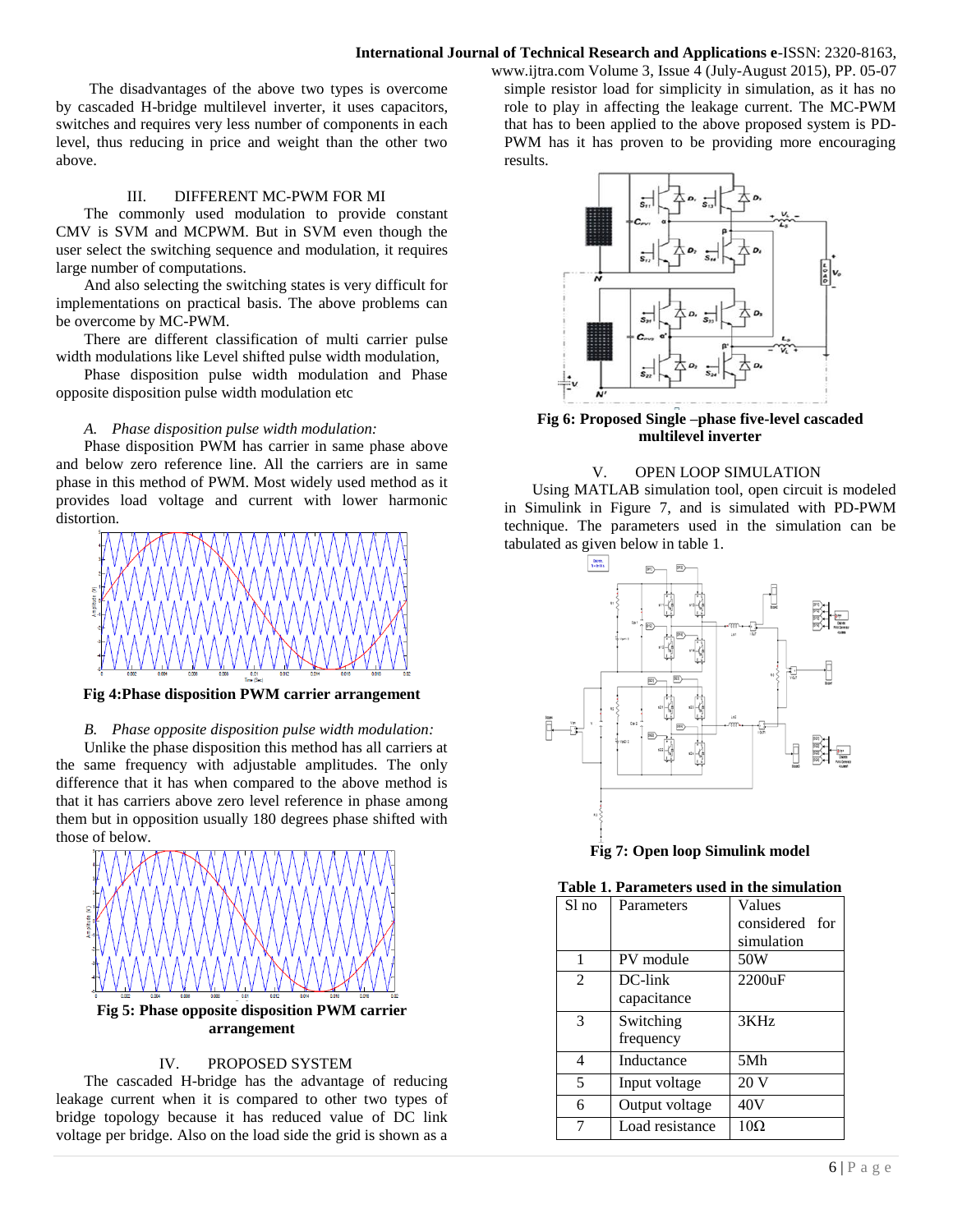The disadvantages of the above two types is overcome by cascaded H-bridge multilevel inverter, it uses capacitors, switches and requires very less number of components in each level, thus reducing in price and weight than the other two above.

## III. DIFFERENT MC-PWM FOR MI

The commonly used modulation to provide constant CMV is SVM and MCPWM. But in SVM even though the user select the switching sequence and modulation, it requires large number of computations.

And also selecting the switching states is very difficult for implementations on practical basis. The above problems can be overcome by MC-PWM.

There are different classification of multi carrier pulse width modulations like Level shifted pulse width modulation,

Phase disposition pulse width modulation and Phase opposite disposition pulse width modulation etc

### *A. Phase disposition pulse width modulation:*

Phase disposition PWM has carrier in same phase above and below zero reference line. All the carriers are in same phase in this method of PWM. Most widely used method as it provides load voltage and current with lower harmonic distortion.

**Fig 4:Phase disposition PWM carrier arrangement**

### *B. Phase opposite disposition pulse width modulation:*

Unlike the phase disposition this method has all carriers at the same frequency with adjustable amplitudes. The only difference that it has when compared to the above method is that it has carriers above zero level reference in phase among them but in opposition usually 180 degrees phase shifted with those of below.

**Fig 5: Phase opposite disposition PWM carrier arrangement**

## IV. PROPOSED SYSTEM

The cascaded H-bridge has the advantage of reducing leakage current when it is compared to other two types of bridge topology because it has reduced value of DC link voltage per bridge. Also on the load side the grid is shown as a simple resistor load for simplicity in simulation, as it has no role to play in affecting the leakage current. The MC-PWM that has to been applied to the above proposed system is PD-PWM has it has proven to be providing more encouraging results.

**Fig 6: Proposed Single –phase five-level cascaded multilevel inverter**

## V. OPEN LOOP SIMULATION

Using MATLAB simulation tool, open circuit is modeled in Simulink in Figure 7, and is simulated with PD-PWM technique. The parameters used in the simulation can be tabulated as given below in table 1.

**Fig 7: Open loop Simulink model**

**Table 1. Parameters used in the simulation**

| Sl no | Parameters | Values considered for simulation |
|---|---|---|
| 1 | PV module | 50W |
| 2 | DC-link capacitance | 2200uF |
| 3 | Switching frequency | 3KHz |
| 4 | Inductance | 5Mh |
| 5 | Input voltage | 20 V |
| 6 | Output voltage | 40V |
| 7 | Load resistance | 10Ω |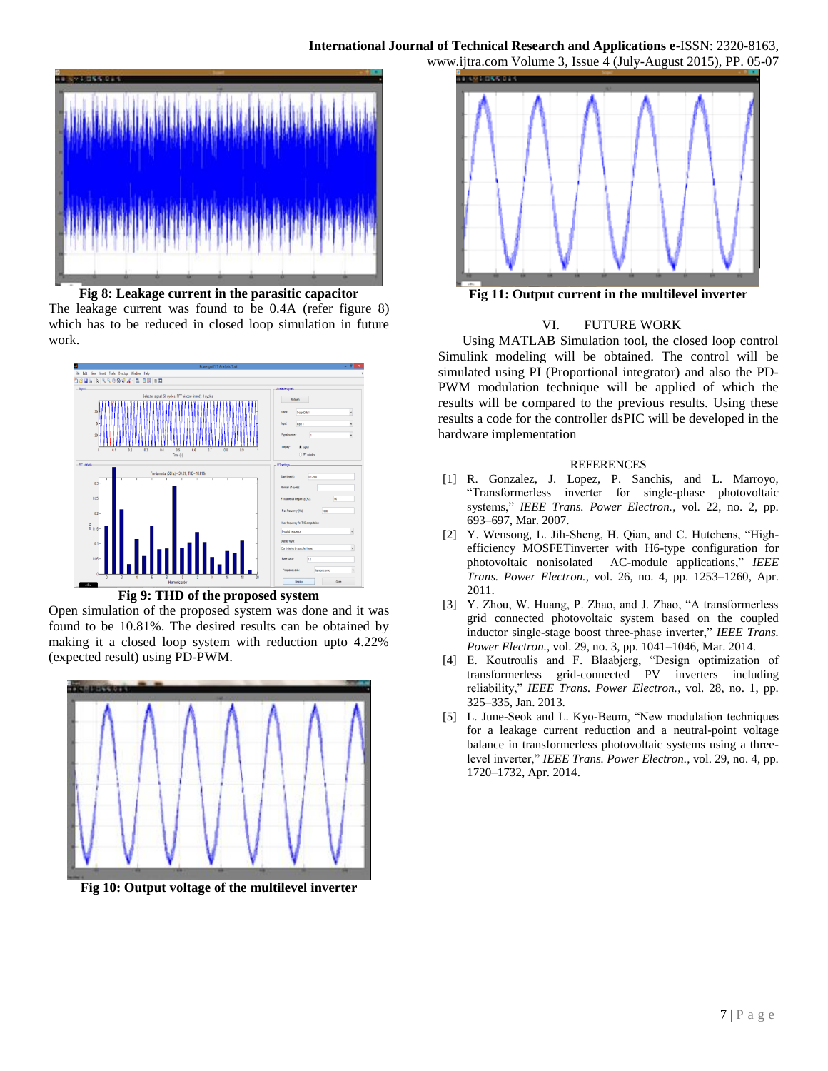**Fig 8: Leakage current in the parasitic capacitor**

The leakage current was found to be 0.4A (refer figure 8) which has to be reduced in closed loop simulation in future work.

**Fig 9: THD of the proposed system**

Open simulation of the proposed system was done and it was found to be 10.81%. The desired results can be obtained by making it a closed loop system with reduction upto 4.22% (expected result) using PD-PWM.

**Fig 10: Output voltage of the multilevel inverter**

**Fig 11: Output current in the multilevel inverter**

## VI. FUTURE WORK

Using MATLAB Simulation tool, the closed loop control Simulink modeling will be obtained. The control will be simulated using PI (Proportional integrator) and also the PD-PWM modulation technique will be applied of which the results will be compared to the previous results. Using these results a code for the controller dsPIC will be developed in the hardware implementation

## REFERENCES

[1] R. Gonzalez, J. Lopez, P. Sanchis, and L. Marroyo, "Transformerless inverter for single-phase photovoltaic systems," *IEEE Trans. Power Electron.*, vol. 22, no. 2, pp. 693–697, Mar. 2007.

[2] Y. Wensong, L. Jih-Sheng, H. Qian, and C. Hutchens, "High-efficiency MOSFETinverter with H6-type configuration for photovoltaic nonisolated AC-module applications," *IEEE Trans. Power Electron.*, vol. 26, no. 4, pp. 1253–1260, Apr. 2011.

[3] Y. Zhou, W. Huang, P. Zhao, and J. Zhao, "A transformerless grid connected photovoltaic system based on the coupled inductor single-stage boost three-phase inverter," *IEEE Trans. Power Electron.*, vol. 29, no. 3, pp. 1041–1046, Mar. 2014.

[4] E. Koutroulis and F. Blaabjerg, "Design optimization of transformerless grid-connected PV inverters including reliability," *IEEE Trans. Power Electron.*, vol. 28, no. 1, pp. 325–335, Jan. 2013.

[5] L. June-Seok and L. Kyo-Beum, "New modulation techniques for a leakage current reduction and a neutral-point voltage balance in transformerless photovoltaic systems using a three-level inverter," *IEEE Trans. Power Electron.*, vol. 29, no. 4, pp. 1720–1732, Apr. 2014.